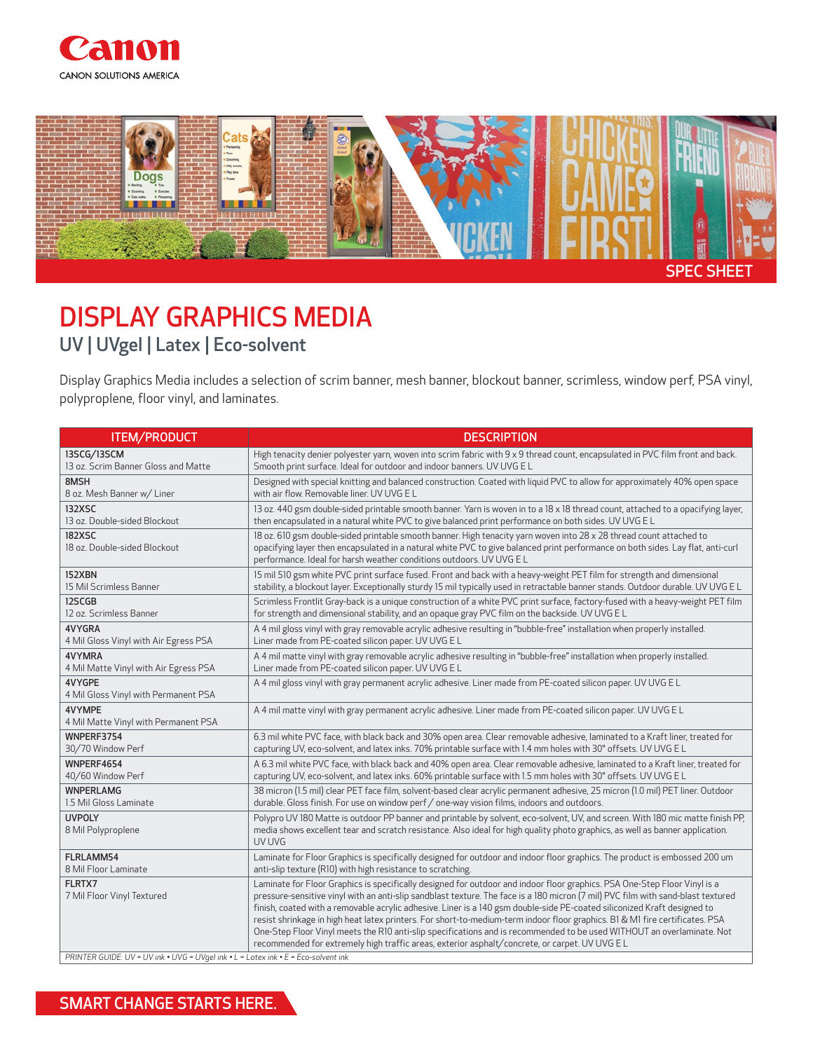Canon

CANON SOLUTIONS AMERICA

SPEC SHEET

# DISPLAY GRAPHICS MEDIA

## UV | UVgel | Latex | Eco-solvent

Display Graphics Media includes a selection of scrim banner, mesh banner, blockout banner, scrimless, window perf, PSA vinyl, polyproplene, floor vinyl, and laminates.

| ITEM/PRODUCT | DESCRIPTION |
|---|---|
| **13SCG/13SCM**<br>13 oz. Scrim Banner Gloss and Matte | High tenacity denier polyester yarn, woven into scrim fabric with 9 x 9 thread count, encapsulated in PVC film front and back. Smooth print surface. Ideal for outdoor and indoor banners. UV UVG E L |
| **8MSH**<br>8 oz. Mesh Banner w/ Liner | Designed with special knitting and balanced construction. Coated with liquid PVC to allow for approximately 40% open space with air flow. Removable liner. UV UVG E L |
| **132XSC**<br>13 oz. Double-sided Blockout | 13 oz. 440 gsm double-sided printable smooth banner. Yarn is woven in to a 18 x 18 thread count, attached to a opacifying layer, then encapsulated in a natural white PVC to give balanced print performance on both sides. UV UVG E L |
| **182XSC**<br>18 oz. Double-sided Blockout | 18 oz. 610 gsm double-sided printable smooth banner. High tenacity yarn woven into 28 x 28 thread count attached to opacifying layer then encapsulated in a natural white PVC to give balanced print performance on both sides. Lay flat, anti-curl performance. Ideal for harsh weather conditions outdoors. UV UVG E L |
| **152XBN**<br>15 Mil Scrimless Banner | 15 mil 510 gsm white PVC print surface fused. Front and back with a heavy-weight PET film for strength and dimensional stability, a blockout layer. Exceptionally sturdy 15 mil typically used in retractable banner stands. Outdoor durable. UV UVG E L |
| **12SCGB**<br>12 oz. Scrimless Banner | Scrimless Frontlit Gray-back is a unique construction of a white PVC print surface, factory-fused with a heavy-weight PET film for strength and dimensional stability, and an opaque gray PVC film on the backside. UV UVG E L |
| **4VYGRA**<br>4 Mil Gloss Vinyl with Air Egress PSA | A 4 mil gloss vinyl with gray removable acrylic adhesive resulting in "bubble-free" installation when properly installed. Liner made from PE-coated silicon paper. UV UVG E L |
| **4VYMRA**<br>4 Mil Matte Vinyl with Air Egress PSA | A 4 mil matte vinyl with gray removable acrylic adhesive resulting in "bubble-free" installation when properly installed. Liner made from PE-coated silicon paper. UV UVG E L |
| **4VYGPE**<br>4 Mil Gloss Vinyl with Permanent PSA | A 4 mil gloss vinyl with gray permanent acrylic adhesive. Liner made from PE-coated silicon paper. UV UVG E L |
| **4VYMPE**<br>4 Mil Matte Vinyl with Permanent PSA | A 4 mil matte vinyl with gray permanent acrylic adhesive. Liner made from PE-coated silicon paper. UV UVG E L |
| **WNPERF3754**<br>30/70 Window Perf | 6.3 mil white PVC face, with black back and 30% open area. Clear removable adhesive, laminated to a Kraft liner, treated for capturing UV, eco-solvent, and latex inks. 70% printable surface with 1.4 mm holes with 30° offsets. UV UVG E L |
| **WNPERF4654**<br>40/60 Window Perf | A 6.3 mil white PVC face, with black back and 40% open area. Clear removable adhesive, laminated to a Kraft liner, treated for capturing UV, eco-solvent, and latex inks. 60% printable surface with 1.5 mm holes with 30° offsets. UV UVG E L |
| **WNPERLAMG**<br>1.5 Mil Gloss Laminate | 38 micron (1.5 mil) clear PET face film, solvent-based clear acrylic permanent adhesive, 25 micron (1.0 mil) PET liner. Outdoor durable. Gloss finish. For use on window perf / one-way vision films, indoors and outdoors. |
| **UVPOLY**<br>8 Mil Polyproplene | Polypro UV 180 Matte is outdoor PP banner and printable by solvent, eco-solvent, UV, and screen. With 180 mic matte finish PP, media shows excellent tear and scratch resistance. Also ideal for high quality photo graphics, as well as banner application. UV UVG |
| **FLRLAMM54**<br>8 Mil Floor Laminate | Laminate for Floor Graphics is specifically designed for outdoor and indoor floor graphics. The product is embossed 200 um anti-slip texture (R10) with high resistance to scratching. |
| **FLRTX7**<br>7 Mil Floor Vinyl Textured | Laminate for Floor Graphics is specifically designed for outdoor and indoor floor graphics. PSA One-Step Floor Vinyl is a pressure-sensitive vinyl with an anti-slip sandblast texture. The face is a 180 micron (7 mil) PVC film with sand-blast textured finish, coated with a removable acrylic adhesive. Liner is a 140 gsm double-side PE-coated siliconized Kraft designed to resist shrinkage in high heat latex printers. For short-to-medium-term indoor floor graphics. B1 & M1 fire certificates. PSA One-Step Floor Vinyl meets the R10 anti-slip specifications and is recommended to be used WITHOUT an overlaminate. Not recommended for extremely high traffic areas, exterior asphalt/concrete, or carpet. UV UVG E L |

*PRINTER GUIDE: UV = UV ink • UVG = UVgel ink • L = Latex ink • E = Eco-solvent ink*

SMART CHANGE STARTS HERE.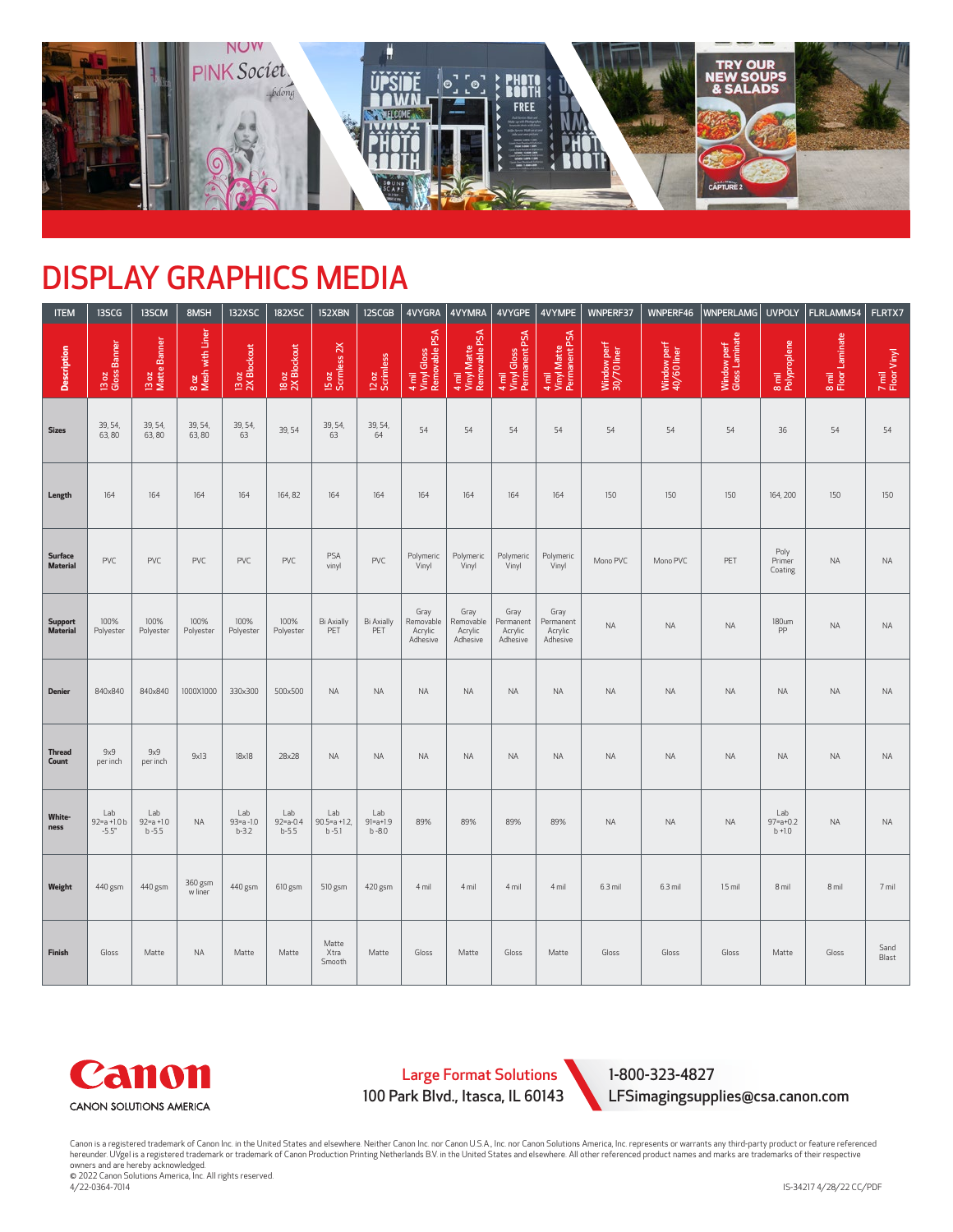# DISPLAY GRAPHICS MEDIA

| ITEM | 13SCG | 13SCM | 8MSH | 132XSC | 182XSC | 152XBN | 12SCGB | 4VYGRA | 4VYMRA | 4VYGPE | 4VYMPE | WNPERF37 | WNPERF46 | WNPERLAMG | UVPOLY | FLRLAMM54 | FLRTX7 |
|---|---|---|---|---|---|---|---|---|---|---|---|---|---|---|---|---|---|
| **Description** | 13 oz Gloss Banner | 13 oz Matte Banner | 8 oz Mesh with Liner | 13 oz 2X Blockout | 18 oz 2X Blockout | 15 oz Scrimless 2X | 12 oz Scrimless | 4 mil Vinyl Gloss Removable PSA | 4 mil Vinyl Matte Removable PSA | 4 mil Vinyl Gloss Permanent PSA | 4 mil Vinyl Matte Permanent PSA | Window perf 30/70 liner | Window perf 40/60 liner | Window perf Gloss Laminate | 8 mil Polypropylene | 8 mil Floor Laminate | 7 mil Floor Vinyl |
| **Sizes** | 39, 54, 63, 80 | 39, 54, 63, 80 | 39, 54, 63, 80 | 39, 54, 63 | 39, 54 | 39, 54, 63 | 39, 54, 64 | 54 | 54 | 54 | 54 | 54 | 54 | 54 | 36 | 54 | 54 |
| **Length** | 164 | 164 | 164 | 164 | 164, 82 | 164 | 164 | 164 | 164 | 164 | 164 | 150 | 150 | 150 | 164, 200 | 150 | 150 |
| **Surface Material** | PVC | PVC | PVC | PVC | PVC | PSA vinyl | PVC | Polymeric Vinyl | Polymeric Vinyl | Polymeric Vinyl | Polymeric Vinyl | Mono PVC | Mono PVC | PET | Poly Primer Coating | NA | NA |
| **Support Material** | 100% Polyester | 100% Polyester | 100% Polyester | 100% Polyester | 100% Polyester | Bi Axially PET | Bi Axially PET | Gray Removable Acrylic Adhesive | Gray Removable Acrylic Adhesive | Gray Permanent Acrylic Adhesive | Gray Permanent Acrylic Adhesive | NA | NA | NA | 180um PP | NA | NA |
| **Denier** | 840x840 | 840x840 | 1000X1000 | 330x300 | 500x500 | NA | NA | NA | NA | NA | NA | NA | NA | NA | NA | NA | NA |
| **Thread Count** | 9x9 per inch | 9x9 per inch | 9x13 | 18x18 | 28x28 | NA | NA | NA | NA | NA | NA | NA | NA | NA | NA | NA | NA |
| **Whiteness** | Lab 92=a +1.0 b -5.5" | Lab 92=a +1.0 b -5.5 | NA | Lab 93=a -1.0 b-3.2 | Lab 92=a-0.4 b-5.5 | Lab 90.5=a +1.2, b -5.1 | Lab 91=a+1.9 b -8.0 | 89% | 89% | 89% | 89% | NA | NA | NA | Lab 97=a+0.2 b +1.0 | NA | NA |
| **Weight** | 440 gsm | 440 gsm | 360 gsm w liner | 440 gsm | 610 gsm | 510 gsm | 420 gsm | 4 mil | 4 mil | 4 mil | 4 mil | 6.3 mil | 6.3 mil | 1.5 mil | 8 mil | 8 mil | 7 mil |
| **Finish** | Gloss | Matte | NA | Matte | Matte | Matte Xtra Smooth | Matte | Gloss | Matte | Gloss | Matte | Gloss | Gloss | Gloss | Matte | Gloss | Sand Blast |

Canon
CANON SOLUTIONS AMERICA

**Large Format Solutions**
100 Park Blvd., Itasca, IL 60143

1-800-323-4827
LFSimagingsupplies@csa.canon.com

Canon is a registered trademark of Canon Inc. in the United States and elsewhere. Neither Canon Inc. nor Canon U.S.A., Inc. nor Canon Solutions America, Inc. represents or warrants any third-party product or feature referenced hereunder. UVgel is a registered trademark or trademark of Canon Production Printing Netherlands B.V. in the United States and elsewhere. All other referenced product names and marks are trademarks of their respective owners and are hereby acknowledged.
© 2022 Canon Solutions America, Inc. All rights reserved.
4/22-0364-7014

IS-34217 4/28/22 CC/PDF